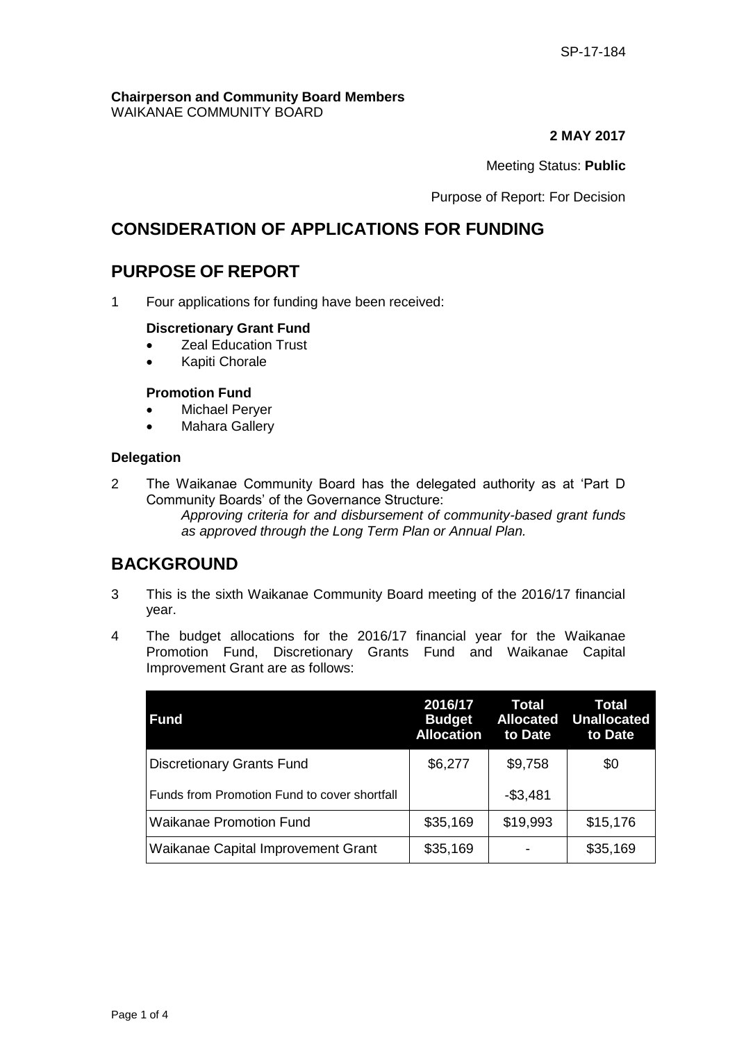SP-17-184

**Chairperson and Community Board Members**
WAIKANAE COMMUNITY BOARD

**2 MAY 2017**

Meeting Status: **Public**

Purpose of Report: For Decision

# CONSIDERATION OF APPLICATIONS FOR FUNDING

# PURPOSE OF REPORT

1 Four applications for funding have been received:

**Discretionary Grant Fund**

- Zeal Education Trust
- Kapiti Chorale

**Promotion Fund**

- Michael Peryer
- Mahara Gallery

**Delegation**

2 The Waikanae Community Board has the delegated authority as at 'Part D Community Boards' of the Governance Structure:

*Approving criteria for and disbursement of community-based grant funds as approved through the Long Term Plan or Annual Plan.*

# BACKGROUND

3 This is the sixth Waikanae Community Board meeting of the 2016/17 financial year.

4 The budget allocations for the 2016/17 financial year for the Waikanae Promotion Fund, Discretionary Grants Fund and Waikanae Capital Improvement Grant are as follows:

| Fund | 2016/17 Budget Allocation | Total Allocated to Date | Total Unallocated to Date |
|---|---|---|---|
| Discretionary Grants Fund | $6,277 | $9,758 | $0 |
| Funds from Promotion Fund to cover shortfall | | -$3,481 | |
| Waikanae Promotion Fund | $35,169 | $19,993 | $15,176 |
| Waikanae Capital Improvement Grant | $35,169 | - | $35,169 |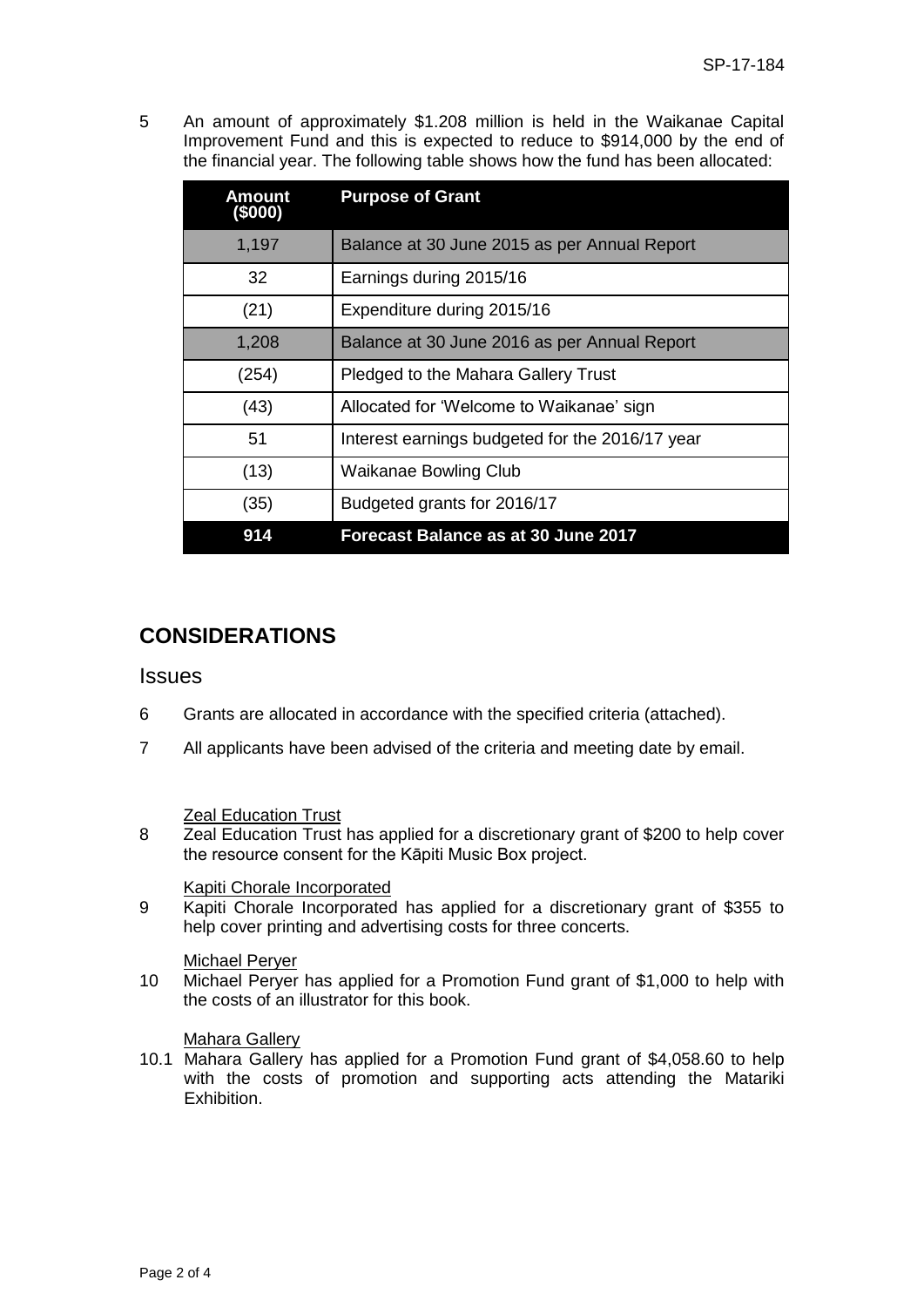5 An amount of approximately $1.208 million is held in the Waikanae Capital Improvement Fund and this is expected to reduce to $914,000 by the end of the financial year. The following table shows how the fund has been allocated:

| Amount ($000) | Purpose of Grant |
|---|---|
| 1,197 | Balance at 30 June 2015 as per Annual Report |
| 32 | Earnings during 2015/16 |
| (21) | Expenditure during 2015/16 |
| 1,208 | Balance at 30 June 2016 as per Annual Report |
| (254) | Pledged to the Mahara Gallery Trust |
| (43) | Allocated for 'Welcome to Waikanae' sign |
| 51 | Interest earnings budgeted for the 2016/17 year |
| (13) | Waikanae Bowling Club |
| (35) | Budgeted grants for 2016/17 |
| **914** | **Forecast Balance as at 30 June 2017** |

## CONSIDERATIONS

### Issues

6 Grants are allocated in accordance with the specified criteria (attached).

7 All applicants have been advised of the criteria and meeting date by email.

Zeal Education Trust

8 Zeal Education Trust has applied for a discretionary grant of $200 to help cover the resource consent for the Kāpiti Music Box project.

Kapiti Chorale Incorporated

9 Kapiti Chorale Incorporated has applied for a discretionary grant of $355 to help cover printing and advertising costs for three concerts.

Michael Peryer

10 Michael Peryer has applied for a Promotion Fund grant of $1,000 to help with the costs of an illustrator for this book.

Mahara Gallery

10.1 Mahara Gallery has applied for a Promotion Fund grant of $4,058.60 to help with the costs of promotion and supporting acts attending the Matariki Exhibition.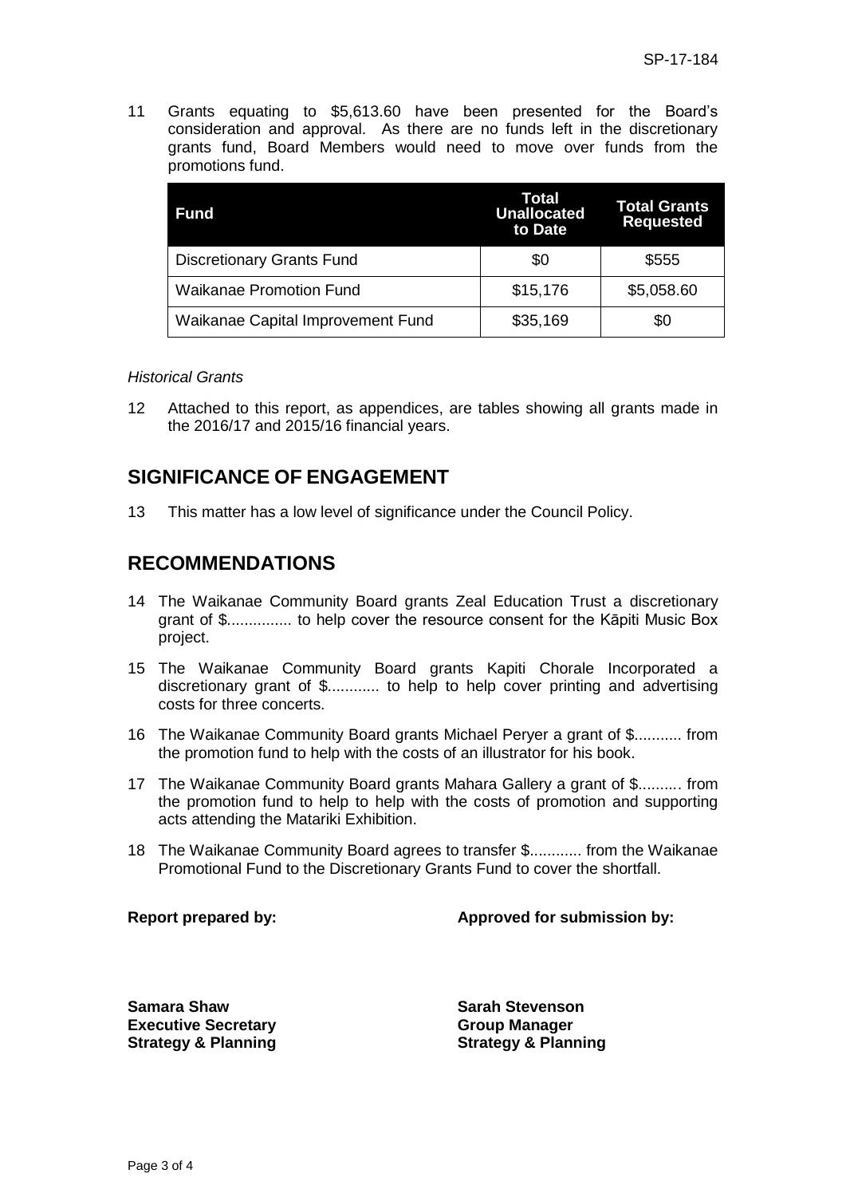11 Grants equating to $5,613.60 have been presented for the Board's consideration and approval. As there are no funds left in the discretionary grants fund, Board Members would need to move over funds from the promotions fund.

| Fund | Total Unallocated to Date | Total Grants Requested |
|---|---|---|
| Discretionary Grants Fund | $0 | $555 |
| Waikanae Promotion Fund | $15,176 | $5,058.60 |
| Waikanae Capital Improvement Fund | $35,169 | $0 |

*Historical Grants*

12 Attached to this report, as appendices, are tables showing all grants made in the 2016/17 and 2015/16 financial years.

## SIGNIFICANCE OF ENGAGEMENT

13 This matter has a low level of significance under the Council Policy.

## RECOMMENDATIONS

14 The Waikanae Community Board grants Zeal Education Trust a discretionary grant of $............... to help cover the resource consent for the Kāpiti Music Box project.

15 The Waikanae Community Board grants Kapiti Chorale Incorporated a discretionary grant of $............ to help to help cover printing and advertising costs for three concerts.

16 The Waikanae Community Board grants Michael Peryer a grant of $........... from the promotion fund to help with the costs of an illustrator for his book.

17 The Waikanae Community Board grants Mahara Gallery a grant of $.......... from the promotion fund to help to help with the costs of promotion and supporting acts attending the Matariki Exhibition.

18 The Waikanae Community Board agrees to transfer $............ from the Waikanae Promotional Fund to the Discretionary Grants Fund to cover the shortfall.

**Report prepared by:**

**Samara Shaw**
**Executive Secretary**
**Strategy & Planning**

**Approved for submission by:**

**Sarah Stevenson**
**Group Manager**
**Strategy & Planning**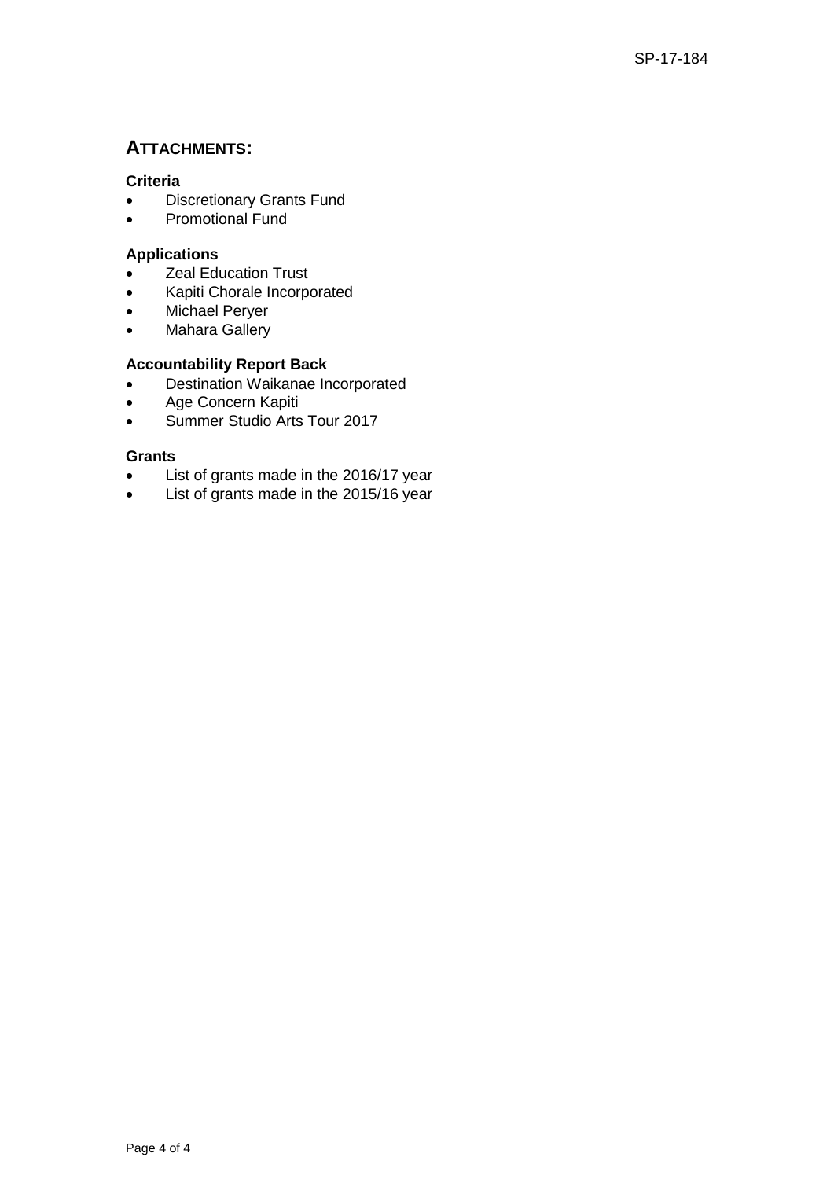## ATTACHMENTS:

**Criteria**

- Discretionary Grants Fund
- Promotional Fund

**Applications**

- Zeal Education Trust
- Kapiti Chorale Incorporated
- Michael Peryer
- Mahara Gallery

**Accountability Report Back**

- Destination Waikanae Incorporated
- Age Concern Kapiti
- Summer Studio Arts Tour 2017

**Grants**

- List of grants made in the 2016/17 year
- List of grants made in the 2015/16 year